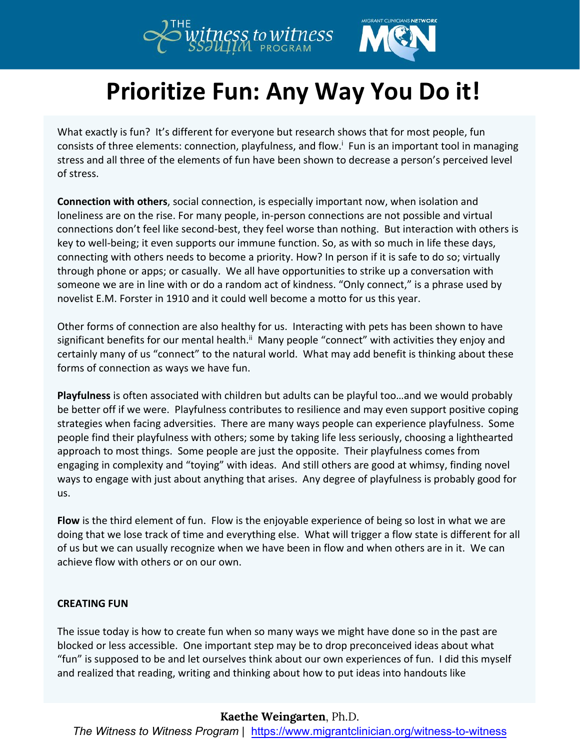# Prioritize Fun: Any Way You Do it!

What exactly is fun? It's different for everyone but research shows that for most people, fun consists of three elements: connection, playfulness, and flow.[i] Fun is an important tool in managing stress and all three of the elements of fun have been shown to decrease a person's perceived level of stress.

**Connection with others**, social connection, is especially important now, when isolation and loneliness are on the rise. For many people, in-person connections are not possible and virtual connections don't feel like second-best, they feel worse than nothing. But interaction with others is key to well-being; it even supports our immune function. So, as with so much in life these days, connecting with others needs to become a priority. How? In person if it is safe to do so; virtually through phone or apps; or casually. We all have opportunities to strike up a conversation with someone we are in line with or do a random act of kindness. "Only connect," is a phrase used by novelist E.M. Forster in 1910 and it could well become a motto for us this year.

Other forms of connection are also healthy for us. Interacting with pets has been shown to have significant benefits for our mental health.[ii] Many people "connect" with activities they enjoy and certainly many of us "connect" to the natural world. What may add benefit is thinking about these forms of connection as ways we have fun.

**Playfulness** is often associated with children but adults can be playful too…and we would probably be better off if we were. Playfulness contributes to resilience and may even support positive coping strategies when facing adversities. There are many ways people can experience playfulness. Some people find their playfulness with others; some by taking life less seriously, choosing a lighthearted approach to most things. Some people are just the opposite. Their playfulness comes from engaging in complexity and "toying" with ideas. And still others are good at whimsy, finding novel ways to engage with just about anything that arises. Any degree of playfulness is probably good for us.

**Flow** is the third element of fun. Flow is the enjoyable experience of being so lost in what we are doing that we lose track of time and everything else. What will trigger a flow state is different for all of us but we can usually recognize when we have been in flow and when others are in it. We can achieve flow with others or on our own.

**CREATING FUN**

The issue today is how to create fun when so many ways we might have done so in the past are blocked or less accessible. One important step may be to drop preconceived ideas about what "fun" is supposed to be and let ourselves think about our own experiences of fun. I did this myself and realized that reading, writing and thinking about how to put ideas into handouts like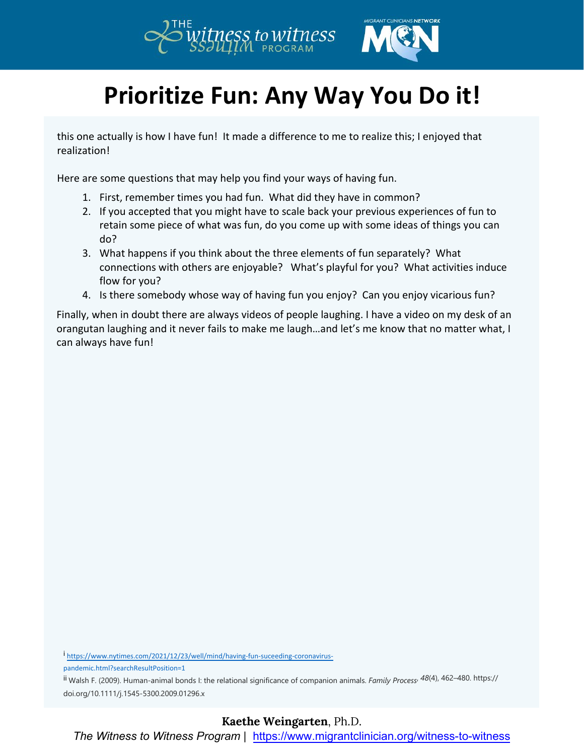# Prioritize Fun: Any Way You Do it!

this one actually is how I have fun! It made a difference to me to realize this; I enjoyed that realization!

Here are some questions that may help you find your ways of having fun.

1. First, remember times you had fun. What did they have in common?
2. If you accepted that you might have to scale back your previous experiences of fun to retain some piece of what was fun, do you come up with some ideas of things you can do?
3. What happens if you think about the three elements of fun separately? What connections with others are enjoyable? What's playful for you? What activities induce flow for you?
4. Is there somebody whose way of having fun you enjoy? Can you enjoy vicarious fun?

Finally, when in doubt there are always videos of people laughing. I have a video on my desk of an orangutan laughing and it never fails to make me laugh…and let's me know that no matter what, I can always have fun!

[i] https://www.nytimes.com/2021/12/23/well/mind/having-fun-suceeding-coronavirus-pandemic.html?searchResultPosition=1

[ii] Walsh F. (2009). Human-animal bonds I: the relational significance of companion animals. *Family Process*, *48*(4), 462–480. https://doi.org/10.1111/j.1545-5300.2009.01296.x

**Kaethe Weingarten**, Ph.D.

*The Witness to Witness Program* | https://www.migrantclinician.org/witness-to-witness